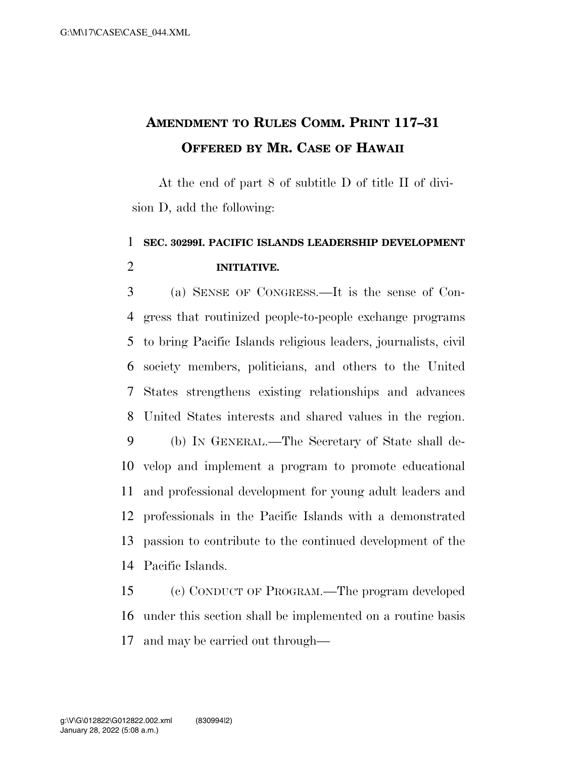# AMENDMENT TO RULES COMM. PRINT 117–31 OFFERED BY MR. CASE OF HAWAII

At the end of part 8 of subtitle D of title II of division D, add the following:

## SEC. 30299I. PACIFIC ISLANDS LEADERSHIP DEVELOPMENT INITIATIVE.

(a) SENSE OF CONGRESS.—It is the sense of Congress that routinized people-to-people exchange programs to bring Pacific Islands religious leaders, journalists, civil society members, politicians, and others to the United States strengthens existing relationships and advances United States interests and shared values in the region.

(b) IN GENERAL.—The Secretary of State shall develop and implement a program to promote educational and professional development for young adult leaders and professionals in the Pacific Islands with a demonstrated passion to contribute to the continued development of the Pacific Islands.

(c) CONDUCT OF PROGRAM.—The program developed under this section shall be implemented on a routine basis and may be carried out through—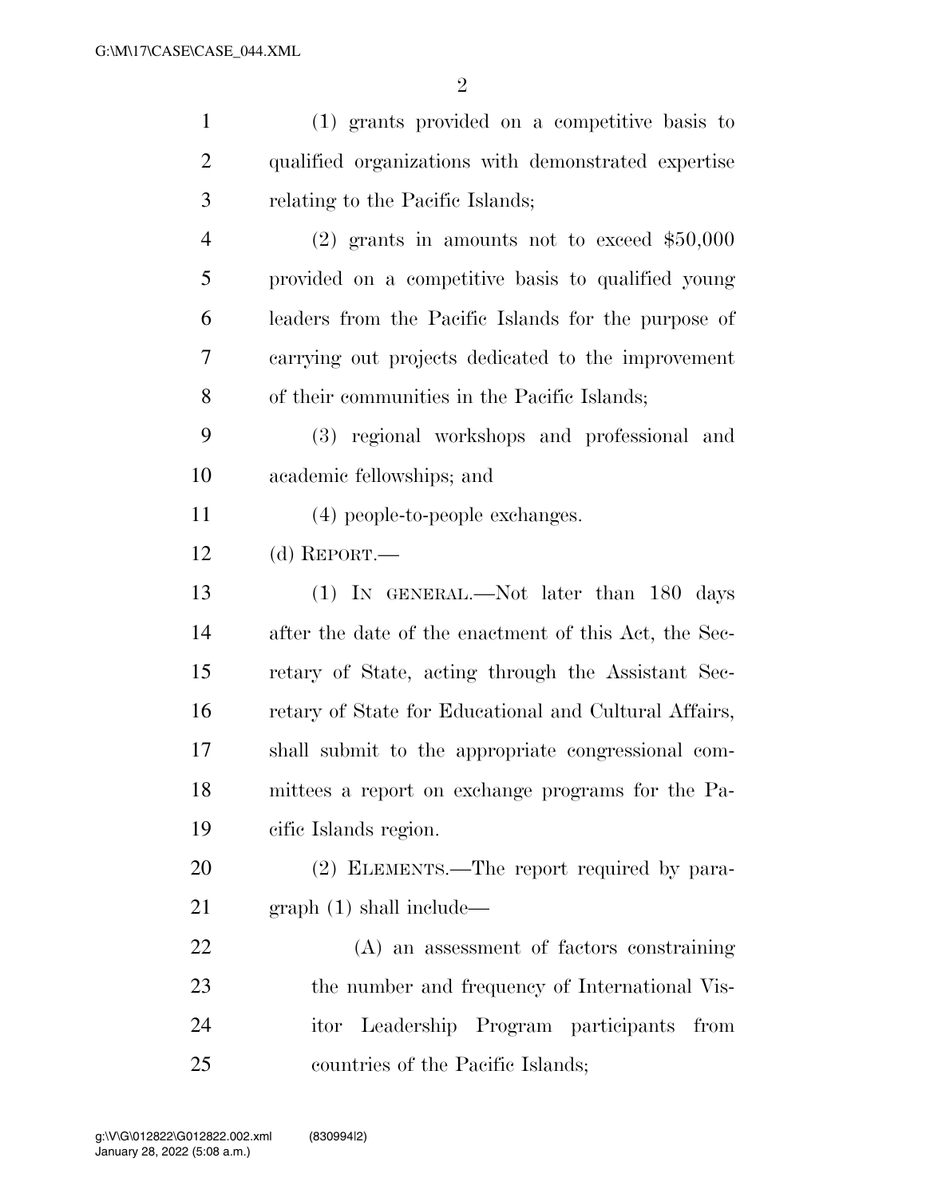(1) grants provided on a competitive basis to qualified organizations with demonstrated expertise relating to the Pacific Islands;

(2) grants in amounts not to exceed $50,000 provided on a competitive basis to qualified young leaders from the Pacific Islands for the purpose of carrying out projects dedicated to the improvement of their communities in the Pacific Islands;

(3) regional workshops and professional and academic fellowships; and

(4) people-to-people exchanges.

(d) REPORT.—

(1) IN GENERAL.—Not later than 180 days after the date of the enactment of this Act, the Secretary of State, acting through the Assistant Secretary of State for Educational and Cultural Affairs, shall submit to the appropriate congressional committees a report on exchange programs for the Pacific Islands region.

(2) ELEMENTS.—The report required by paragraph (1) shall include—

(A) an assessment of factors constraining the number and frequency of International Visitor Leadership Program participants from countries of the Pacific Islands;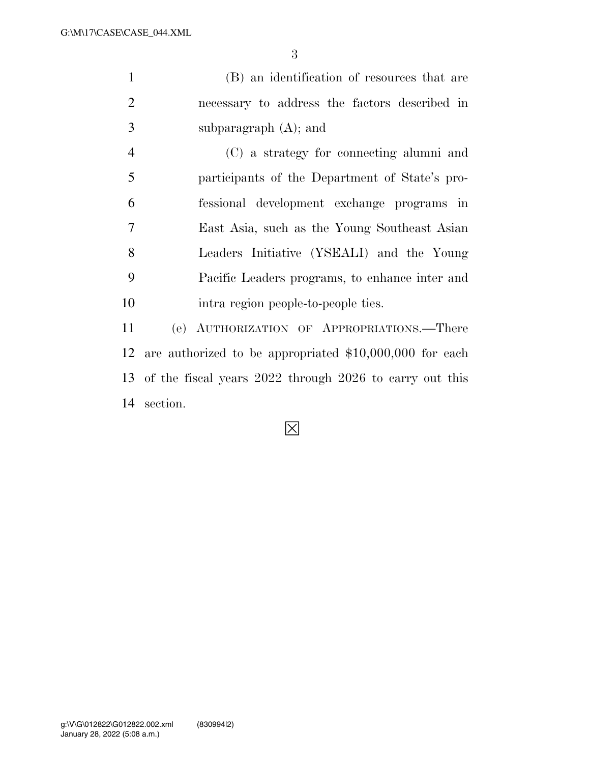(B) an identification of resources that are necessary to address the factors described in subparagraph (A); and

(C) a strategy for connecting alumni and participants of the Department of State's professional development exchange programs in East Asia, such as the Young Southeast Asian Leaders Initiative (YSEALI) and the Young Pacific Leaders programs, to enhance inter and intra region people-to-people ties.

(e) AUTHORIZATION OF APPROPRIATIONS.—There are authorized to be appropriated $10,000,000 for each of the fiscal years 2022 through 2026 to carry out this section.